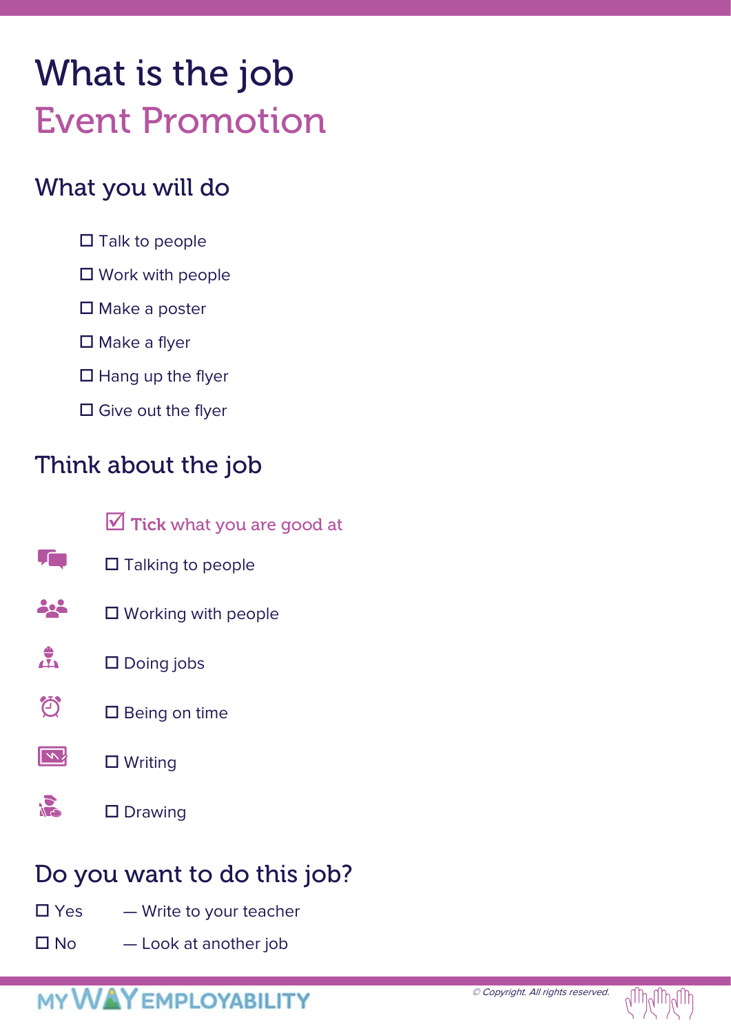# What is the job
# Event Promotion

## What you will do

- ☐ Talk to people
- ☐ Work with people
- ☐ Make a poster
- ☐ Make a flyer
- ☐ Hang up the flyer
- ☐ Give out the flyer

## Think about the job

☑ **Tick** what you are good at

- ☐ Talking to people
- ☐ Working with people
- ☐ Doing jobs
- ☐ Being on time
- ☐ Writing
- ☐ Drawing

## Do you want to do this job?

☐ Yes — Write to your teacher

☐ No — Look at another job

MY WAY EMPLOYABILITY

*© Copyright. All rights reserved.*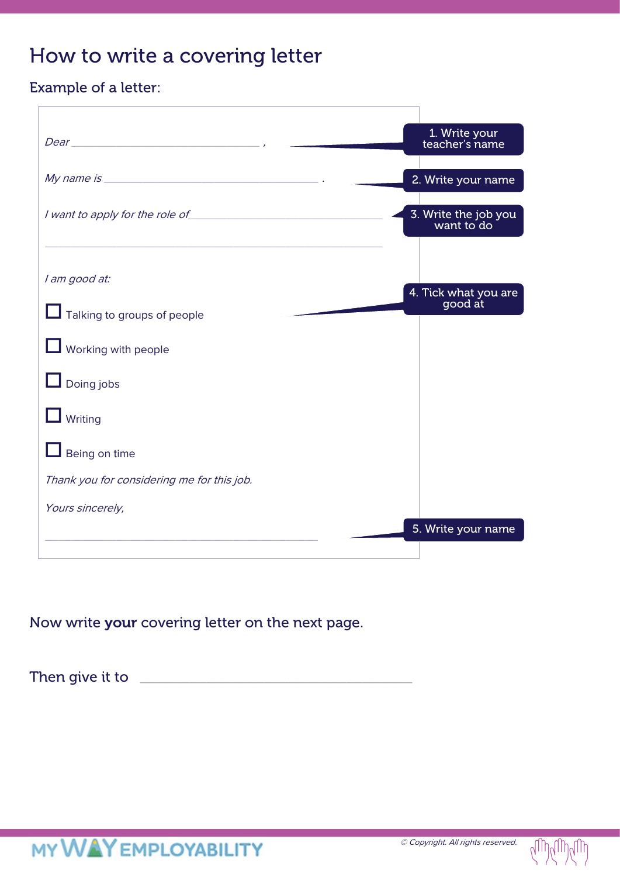# How to write a covering letter

## Example of a letter:

*Dear* ______________________________ ,

**1. Write your teacher's name**

*My name is* ______________________________ .

**2. Write your name**

*I want to apply for the role of* ______________________________

______________________________

**3. Write the job you want to do**

*I am good at:*

**4. Tick what you are good at**

- ☐ Talking to groups of people
- ☐ Working with people
- ☐ Doing jobs
- ☐ Writing
- ☐ Being on time

*Thank you for considering me for this job.*

*Yours sincerely,*

______________________________

**5. Write your name**

Now write **your** covering letter on the next page.

Then give it to ______________________________

MY WAY EMPLOYABILITY

© Copyright. All rights reserved.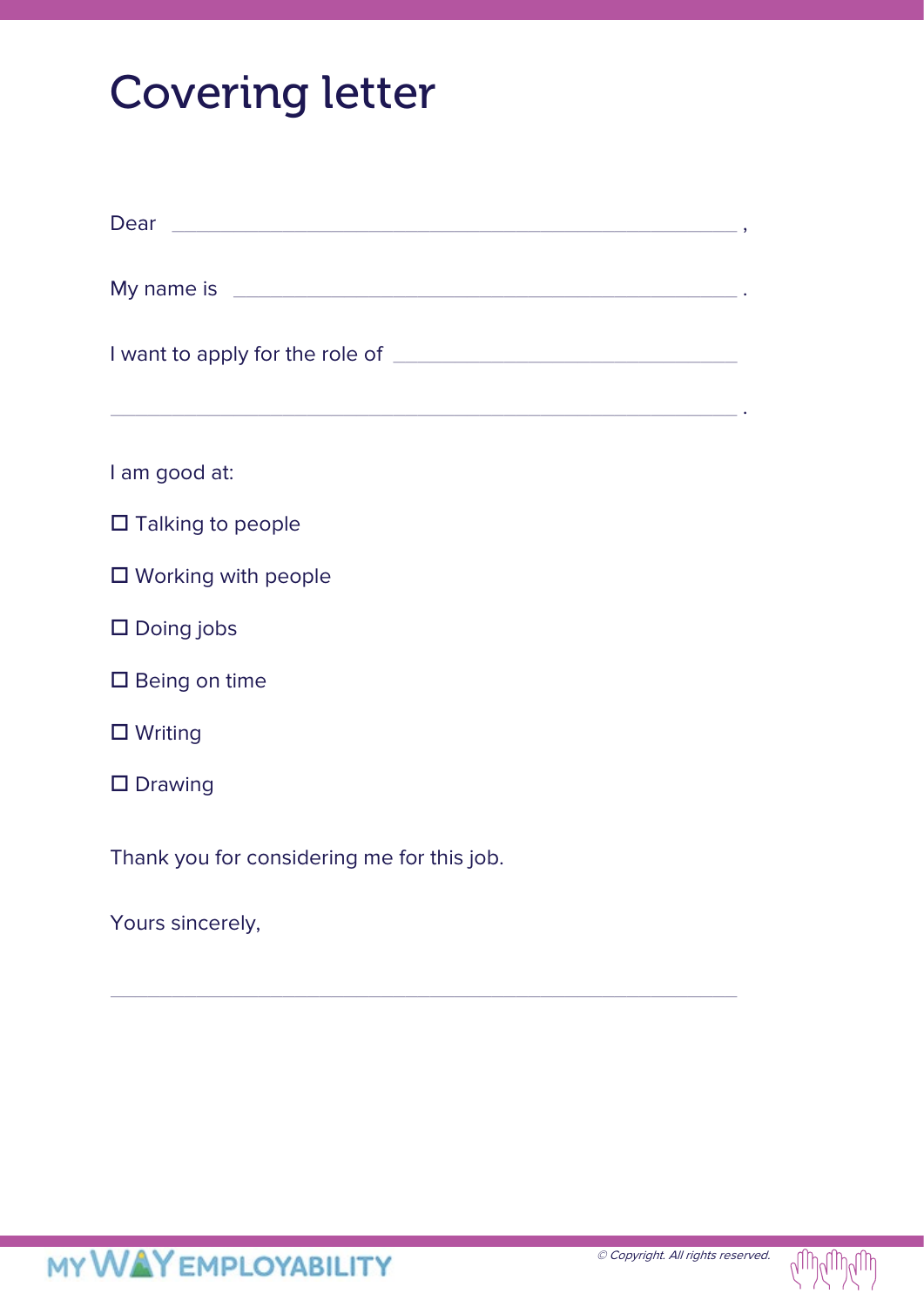# Covering letter

Dear ______________________________________________ ,

My name is __________________________________________ .

I want to apply for the role of ___________________________

_____________________________________________________ .

I am good at:

☐ Talking to people

☐ Working with people

☐ Doing jobs

☐ Being on time

☐ Writing

☐ Drawing

Thank you for considering me for this job.

Yours sincerely,

_____________________________________________________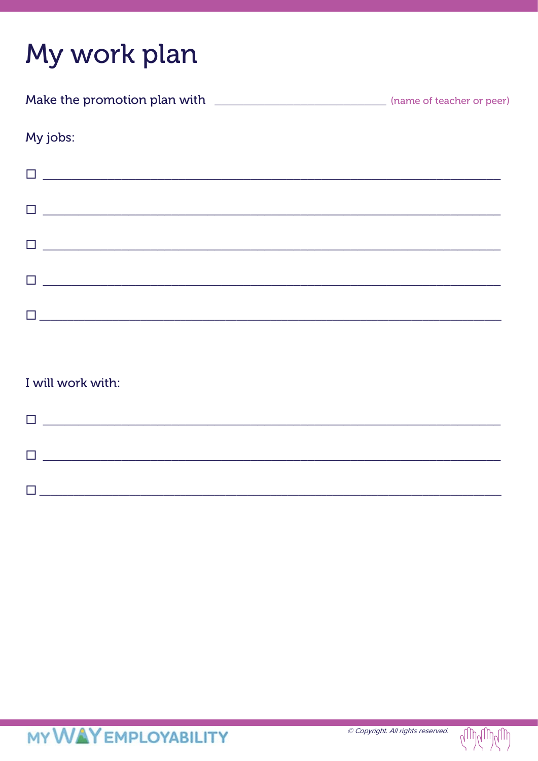# My work plan

Make the promotion plan with ______________________________ (name of teacher or peer)

My jobs:

- ☐ ____________________________________________________________________
- ☐ ____________________________________________________________________
- ☐ ____________________________________________________________________
- ☐ ____________________________________________________________________
- ☐ ____________________________________________________________________

I will work with:

- ☐ ____________________________________________________________________
- ☐ ____________________________________________________________________
- ☐ ____________________________________________________________________

© Copyright. All rights reserved.